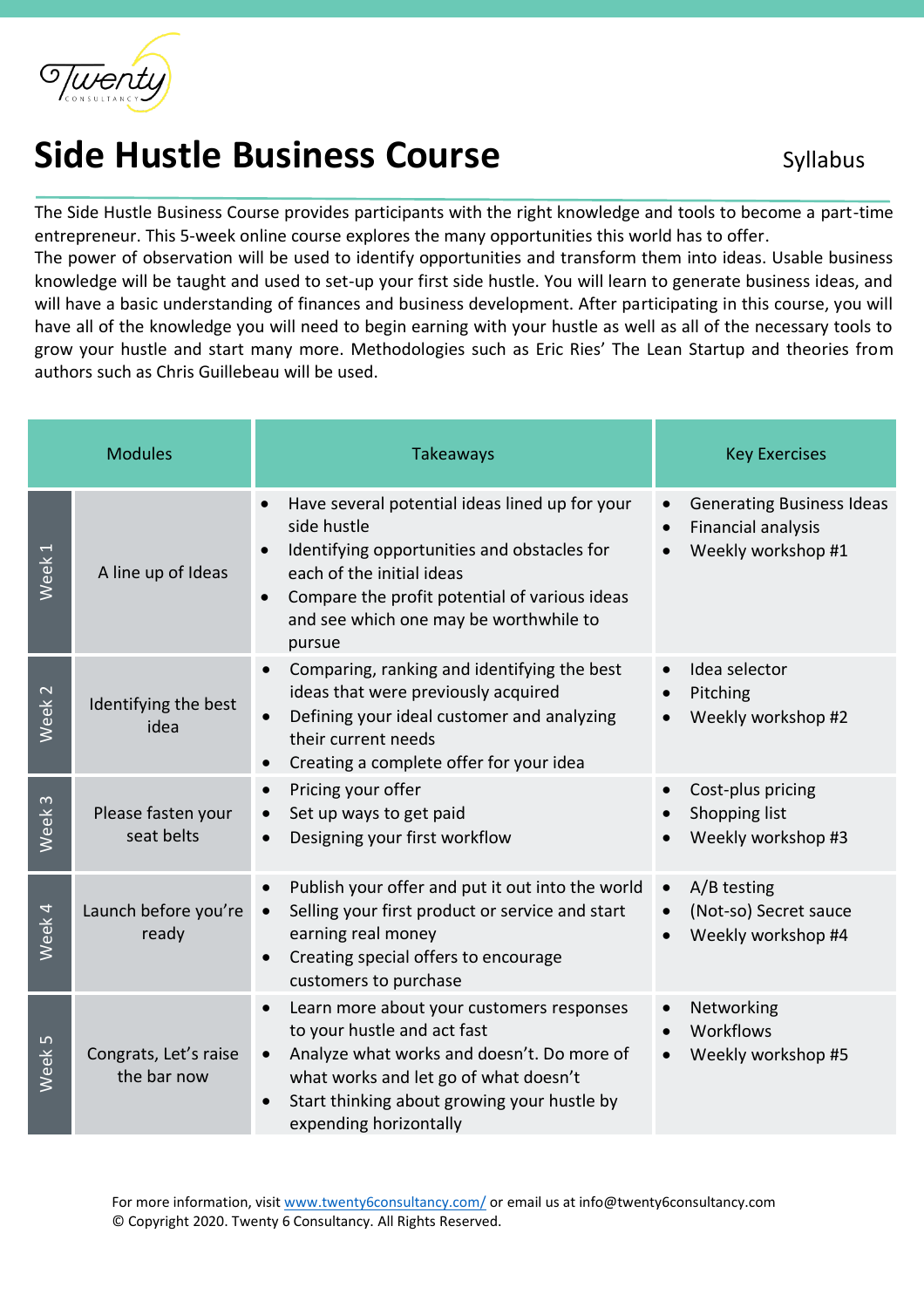# Side Hustle Business Course

Syllabus

The Side Hustle Business Course provides participants with the right knowledge and tools to become a part-time entrepreneur. This 5-week online course explores the many opportunities this world has to offer.
The power of observation will be used to identify opportunities and transform them into ideas. Usable business knowledge will be taught and used to set-up your first side hustle. You will learn to generate business ideas, and will have a basic understanding of finances and business development. After participating in this course, you will have all of the knowledge you will need to begin earning with your hustle as well as all of the necessary tools to grow your hustle and start many more. Methodologies such as Eric Ries' The Lean Startup and theories from authors such as Chris Guillebeau will be used.

| Modules | | Takeaways | Key Exercises |
|---|---|---|---|
| Week 1 | A line up of Ideas | • Have several potential ideas lined up for your side hustle<br>• Identifying opportunities and obstacles for each of the initial ideas<br>• Compare the profit potential of various ideas and see which one may be worthwhile to pursue | • Generating Business Ideas<br>• Financial analysis<br>• Weekly workshop #1 |
| Week 2 | Identifying the best idea | • Comparing, ranking and identifying the best ideas that were previously acquired<br>• Defining your ideal customer and analyzing their current needs<br>• Creating a complete offer for your idea | • Idea selector<br>• Pitching<br>• Weekly workshop #2 |
| Week 3 | Please fasten your seat belts | • Pricing your offer<br>• Set up ways to get paid<br>• Designing your first workflow | • Cost-plus pricing<br>• Shopping list<br>• Weekly workshop #3 |
| Week 4 | Launch before you're ready | • Publish your offer and put it out into the world<br>• Selling your first product or service and start earning real money<br>• Creating special offers to encourage customers to purchase | • A/B testing<br>• (Not-so) Secret sauce<br>• Weekly workshop #4 |
| Week 5 | Congrats, Let's raise the bar now | • Learn more about your customers responses to your hustle and act fast<br>• Analyze what works and doesn't. Do more of what works and let go of what doesn't<br>• Start thinking about growing your hustle by expending horizontally | • Networking<br>• Workflows<br>• Weekly workshop #5 |

For more information, visit [www.twenty6consultancy.com/](www.twenty6consultancy.com/) or email us at info@twenty6consultancy.com
© Copyright 2020. Twenty 6 Consultancy. All Rights Reserved.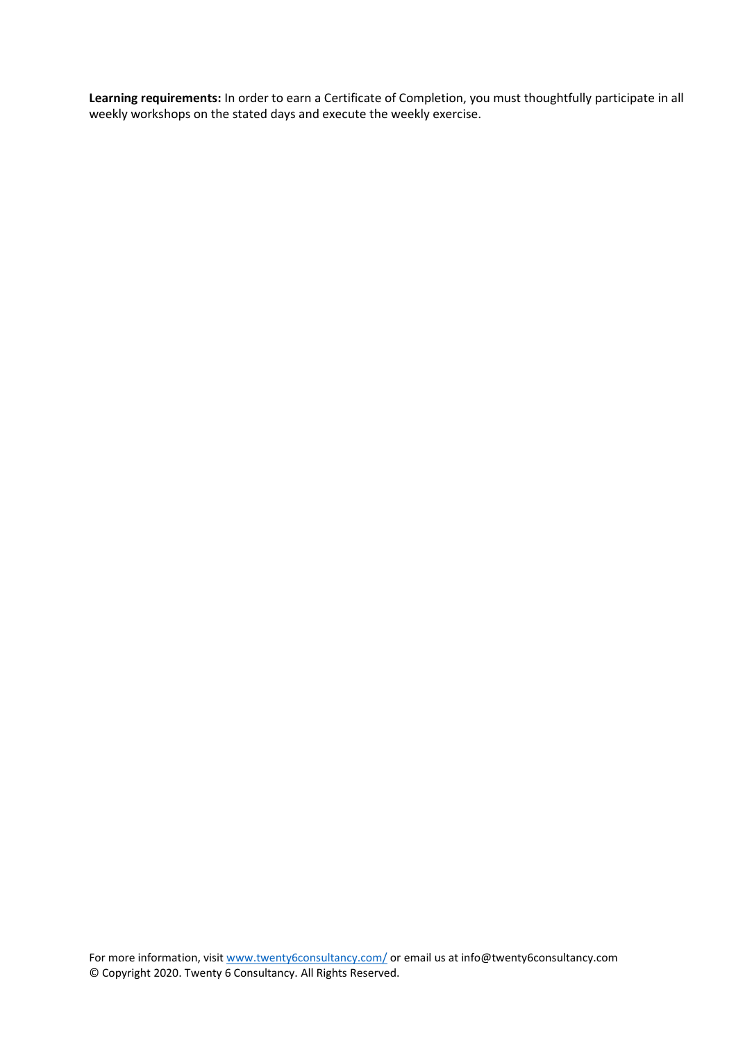**Learning requirements:** In order to earn a Certificate of Completion, you must thoughtfully participate in all weekly workshops on the stated days and execute the weekly exercise.

For more information, visit [www.twenty6consultancy.com/](www.twenty6consultancy.com/) or email us at info@twenty6consultancy.com
© Copyright 2020. Twenty 6 Consultancy. All Rights Reserved.